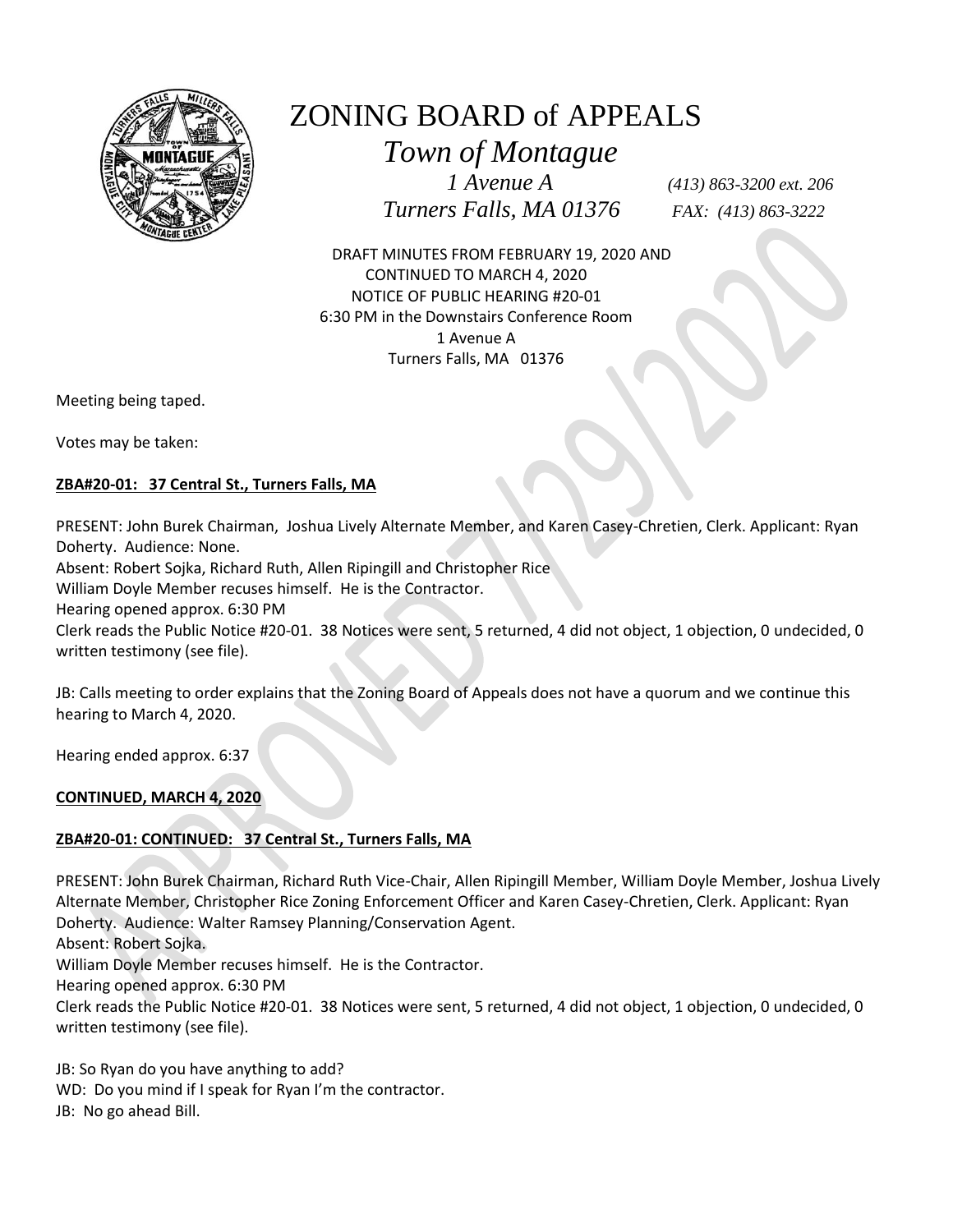# ZONING BOARD of APPEALS

## *Town of Montague*

*1 Avenue A* *(413) 863-3200 ext. 206*

*Turners Falls, MA 01376* *FAX: (413) 863-3222*

DRAFT MINUTES FROM FEBRUARY 19, 2020 AND
CONTINUED TO MARCH 4, 2020
NOTICE OF PUBLIC HEARING #20-01
6:30 PM in the Downstairs Conference Room
1 Avenue A
Turners Falls, MA 01376

Meeting being taped.

Votes may be taken:

**ZBA#20-01: 37 Central St., Turners Falls, MA**

PRESENT: John Burek Chairman, Joshua Lively Alternate Member, and Karen Casey-Chretien, Clerk. Applicant: Ryan Doherty. Audience: None.
Absent: Robert Sojka, Richard Ruth, Allen Ripingill and Christopher Rice
William Doyle Member recuses himself. He is the Contractor.
Hearing opened approx. 6:30 PM
Clerk reads the Public Notice #20-01. 38 Notices were sent, 5 returned, 4 did not object, 1 objection, 0 undecided, 0 written testimony (see file).

JB: Calls meeting to order explains that the Zoning Board of Appeals does not have a quorum and we continue this hearing to March 4, 2020.

Hearing ended approx. 6:37

**CONTINUED, MARCH 4, 2020**

**ZBA#20-01: CONTINUED: 37 Central St., Turners Falls, MA**

PRESENT: John Burek Chairman, Richard Ruth Vice-Chair, Allen Ripingill Member, William Doyle Member, Joshua Lively Alternate Member, Christopher Rice Zoning Enforcement Officer and Karen Casey-Chretien, Clerk. Applicant: Ryan Doherty. Audience: Walter Ramsey Planning/Conservation Agent.
Absent: Robert Sojka.
William Doyle Member recuses himself. He is the Contractor.
Hearing opened approx. 6:30 PM
Clerk reads the Public Notice #20-01. 38 Notices were sent, 5 returned, 4 did not object, 1 objection, 0 undecided, 0 written testimony (see file).

JB: So Ryan do you have anything to add?
WD: Do you mind if I speak for Ryan I'm the contractor.
JB: No go ahead Bill.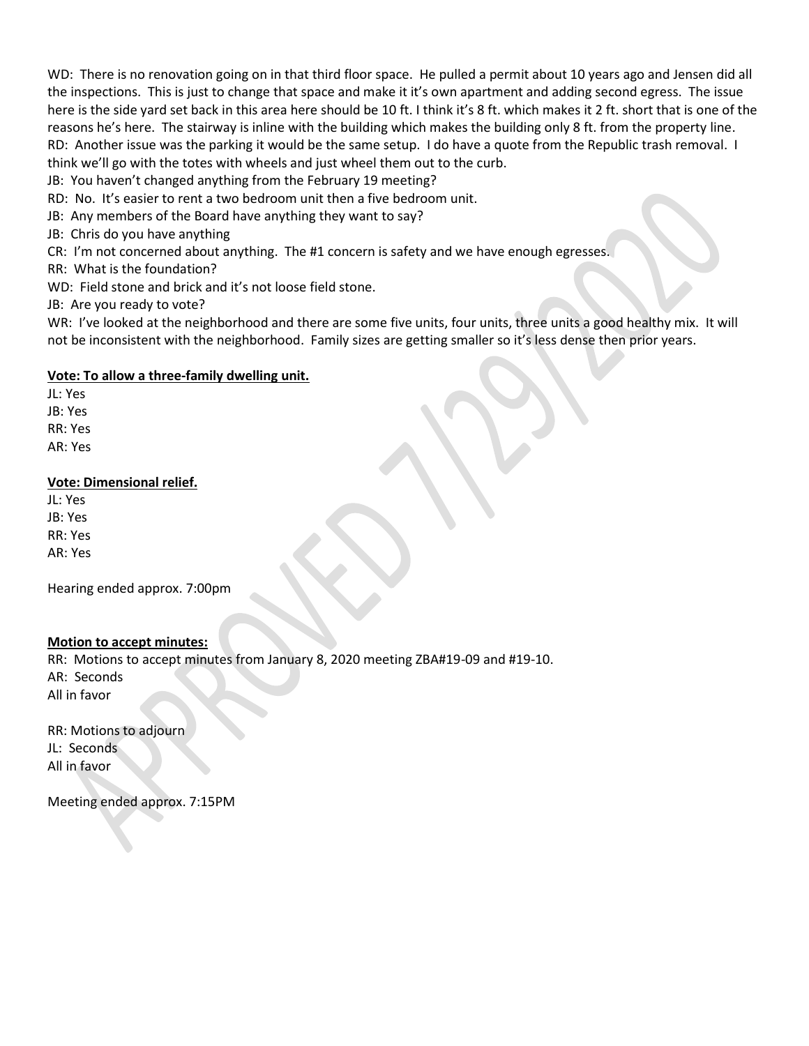WD: There is no renovation going on in that third floor space. He pulled a permit about 10 years ago and Jensen did all the inspections. This is just to change that space and make it it's own apartment and adding second egress. The issue here is the side yard set back in this area here should be 10 ft. I think it's 8 ft. which makes it 2 ft. short that is one of the reasons he's here. The stairway is inline with the building which makes the building only 8 ft. from the property line.
RD: Another issue was the parking it would be the same setup. I do have a quote from the Republic trash removal. I think we'll go with the totes with wheels and just wheel them out to the curb.
JB: You haven't changed anything from the February 19 meeting?
RD: No. It's easier to rent a two bedroom unit then a five bedroom unit.
JB: Any members of the Board have anything they want to say?
JB: Chris do you have anything
CR: I'm not concerned about anything. The #1 concern is safety and we have enough egresses.
RR: What is the foundation?
WD: Field stone and brick and it's not loose field stone.
JB: Are you ready to vote?
WR: I've looked at the neighborhood and there are some five units, four units, three units a good healthy mix. It will not be inconsistent with the neighborhood. Family sizes are getting smaller so it's less dense then prior years.

**Vote: To allow a three-family dwelling unit.**

JL: Yes
JB: Yes
RR: Yes
AR: Yes

**Vote: Dimensional relief.**

JL: Yes
JB: Yes
RR: Yes
AR: Yes

Hearing ended approx. 7:00pm

**Motion to accept minutes:**

RR: Motions to accept minutes from January 8, 2020 meeting ZBA#19-09 and #19-10.
AR: Seconds
All in favor

RR: Motions to adjourn
JL: Seconds
All in favor

Meeting ended approx. 7:15PM